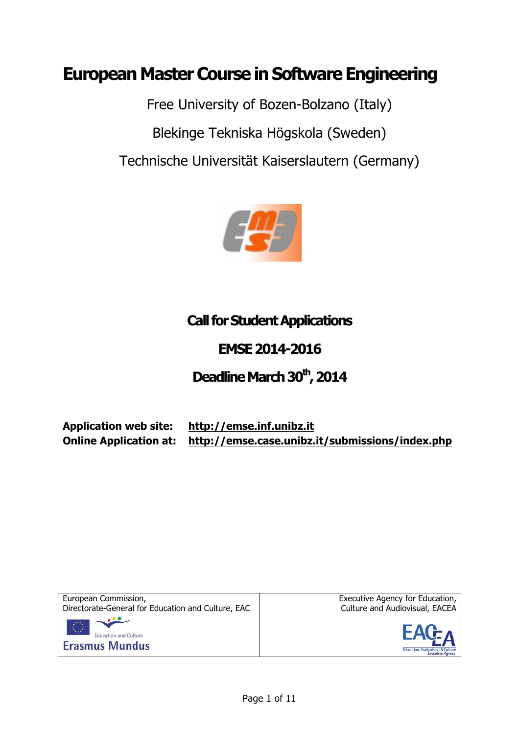# European Master Course in Software Engineering

Free University of Bozen-Bolzano (Italy)

Blekinge Tekniska Högskola (Sweden)

Technische Universität Kaiserslautern (Germany)

## Call for Student Applications

## EMSE 2014-2016

## Deadline March 30th, 2014

**Application web site:** **http://emse.inf.unibz.it**
**Online Application at:** **http://emse.case.unibz.it/submissions/index.php**

| European Commission, Directorate-General for Education and Culture, EAC | Executive Agency for Education, Culture and Audiovisual, EACEA |
| --- | --- |
| Education and Culture<br>Erasmus Mundus | EACEA<br>Education, Audiovisual & Culture Executive Agency |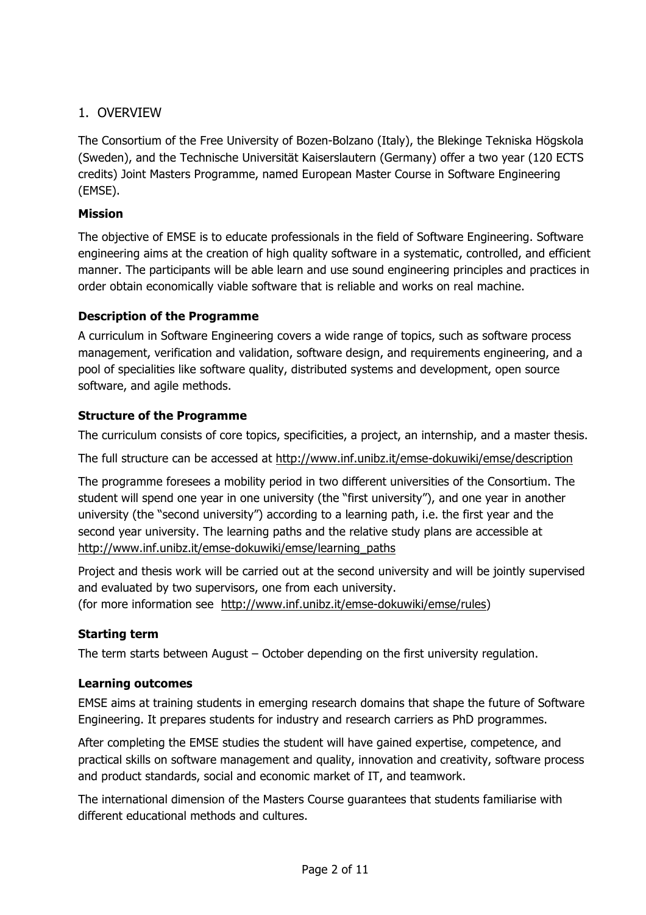## 1. OVERVIEW

The Consortium of the Free University of Bozen-Bolzano (Italy), the Blekinge Tekniska Högskola (Sweden), and the Technische Universität Kaiserslautern (Germany) offer a two year (120 ECTS credits) Joint Masters Programme, named European Master Course in Software Engineering (EMSE).

### Mission

The objective of EMSE is to educate professionals in the field of Software Engineering. Software engineering aims at the creation of high quality software in a systematic, controlled, and efficient manner. The participants will be able learn and use sound engineering principles and practices in order obtain economically viable software that is reliable and works on real machine.

### Description of the Programme

A curriculum in Software Engineering covers a wide range of topics, such as software process management, verification and validation, software design, and requirements engineering, and a pool of specialities like software quality, distributed systems and development, open source software, and agile methods.

### Structure of the Programme

The curriculum consists of core topics, specificities, a project, an internship, and a master thesis.

The full structure can be accessed at http://www.inf.unibz.it/emse-dokuwiki/emse/description

The programme foresees a mobility period in two different universities of the Consortium. The student will spend one year in one university (the "first university"), and one year in another university (the "second university") according to a learning path, i.e. the first year and the second year university. The learning paths and the relative study plans are accessible at http://www.inf.unibz.it/emse-dokuwiki/emse/learning_paths

Project and thesis work will be carried out at the second university and will be jointly supervised and evaluated by two supervisors, one from each university.
(for more information see http://www.inf.unibz.it/emse-dokuwiki/emse/rules)

### Starting term

The term starts between August – October depending on the first university regulation.

### Learning outcomes

EMSE aims at training students in emerging research domains that shape the future of Software Engineering. It prepares students for industry and research carriers as PhD programmes.

After completing the EMSE studies the student will have gained expertise, competence, and practical skills on software management and quality, innovation and creativity, software process and product standards, social and economic market of IT, and teamwork.

The international dimension of the Masters Course guarantees that students familiarise with different educational methods and cultures.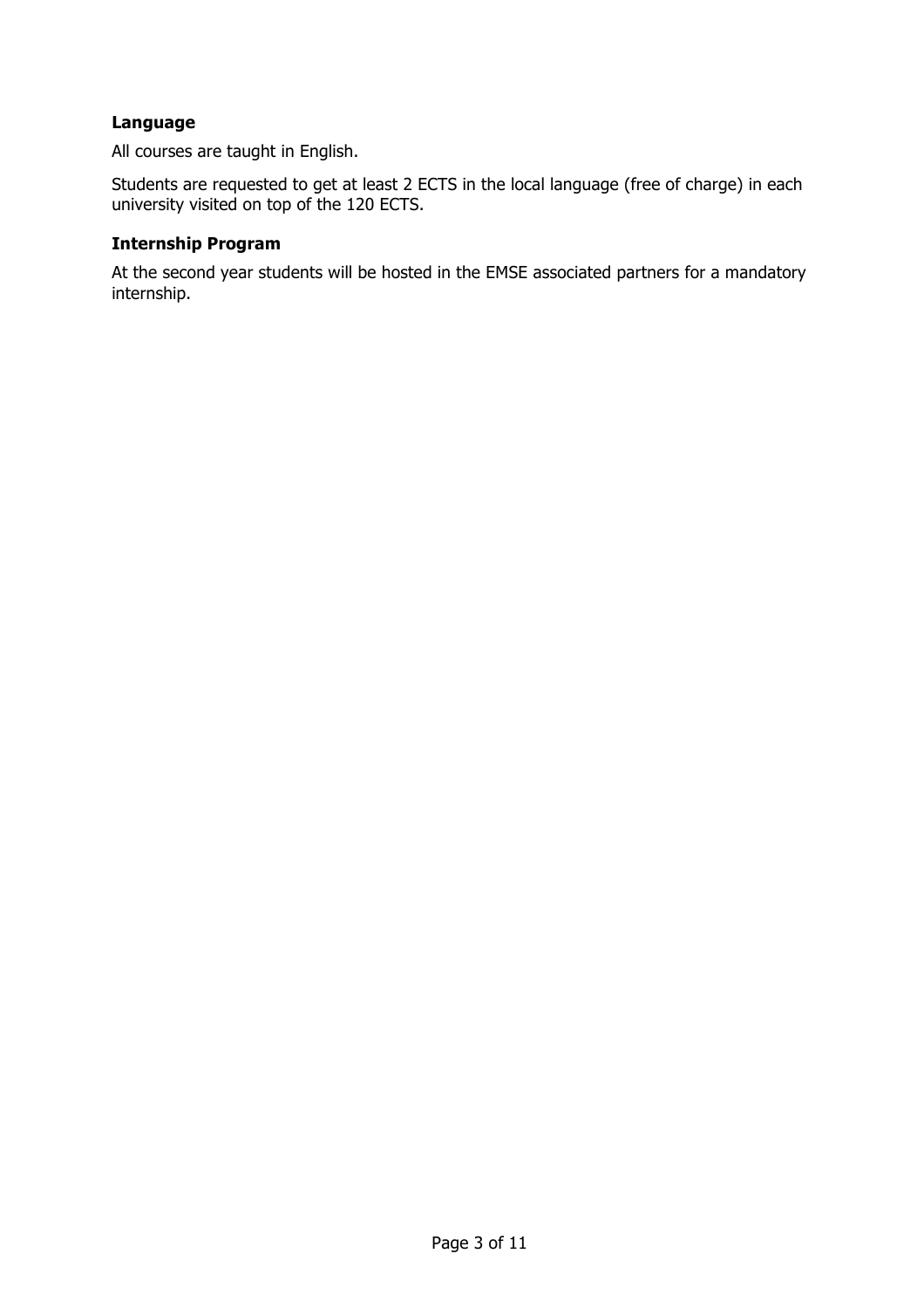**Language**

All courses are taught in English.

Students are requested to get at least 2 ECTS in the local language (free of charge) in each university visited on top of the 120 ECTS.

**Internship Program**

At the second year students will be hosted in the EMSE associated partners for a mandatory internship.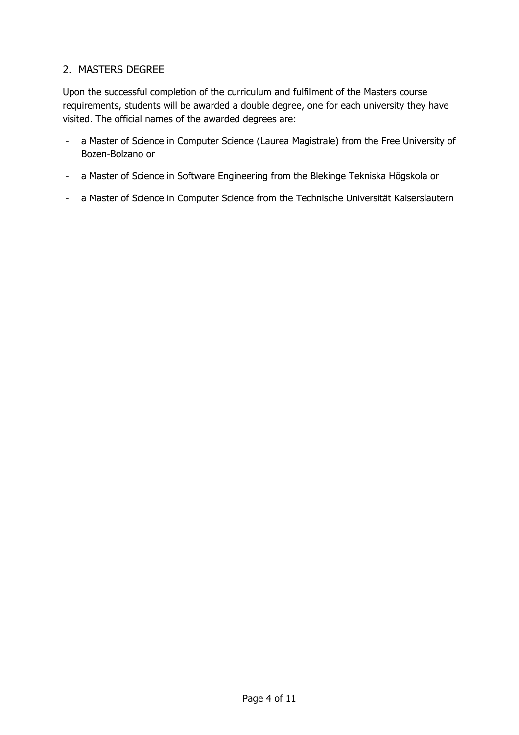## 2. MASTERS DEGREE

Upon the successful completion of the curriculum and fulfilment of the Masters course requirements, students will be awarded a double degree, one for each university they have visited. The official names of the awarded degrees are:

- a Master of Science in Computer Science (Laurea Magistrale) from the Free University of Bozen-Bolzano or
- a Master of Science in Software Engineering from the Blekinge Tekniska Högskola or
- a Master of Science in Computer Science from the Technische Universität Kaiserslautern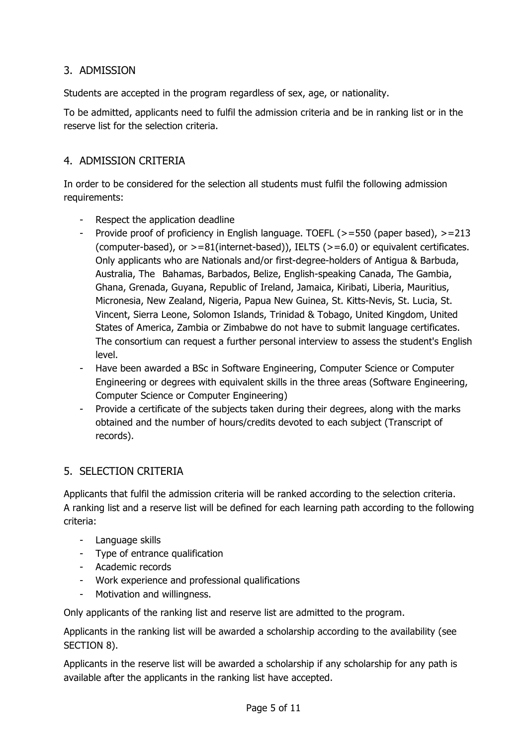## 3. ADMISSION

Students are accepted in the program regardless of sex, age, or nationality.

To be admitted, applicants need to fulfil the admission criteria and be in ranking list or in the reserve list for the selection criteria.

## 4. ADMISSION CRITERIA

In order to be considered for the selection all students must fulfil the following admission requirements:

- Respect the application deadline
- Provide proof of proficiency in English language. TOEFL (>=550 (paper based), >=213 (computer-based), or >=81(internet-based)), IELTS (>=6.0) or equivalent certificates. Only applicants who are Nationals and/or first-degree-holders of Antigua & Barbuda, Australia, The Bahamas, Barbados, Belize, English-speaking Canada, The Gambia, Ghana, Grenada, Guyana, Republic of Ireland, Jamaica, Kiribati, Liberia, Mauritius, Micronesia, New Zealand, Nigeria, Papua New Guinea, St. Kitts-Nevis, St. Lucia, St. Vincent, Sierra Leone, Solomon Islands, Trinidad & Tobago, United Kingdom, United States of America, Zambia or Zimbabwe do not have to submit language certificates. The consortium can request a further personal interview to assess the student's English level.
- Have been awarded a BSc in Software Engineering, Computer Science or Computer Engineering or degrees with equivalent skills in the three areas (Software Engineering, Computer Science or Computer Engineering)
- Provide a certificate of the subjects taken during their degrees, along with the marks obtained and the number of hours/credits devoted to each subject (Transcript of records).

## 5. SELECTION CRITERIA

Applicants that fulfil the admission criteria will be ranked according to the selection criteria. A ranking list and a reserve list will be defined for each learning path according to the following criteria:

- Language skills
- Type of entrance qualification
- Academic records
- Work experience and professional qualifications
- Motivation and willingness.

Only applicants of the ranking list and reserve list are admitted to the program.

Applicants in the ranking list will be awarded a scholarship according to the availability (see SECTION 8).

Applicants in the reserve list will be awarded a scholarship if any scholarship for any path is available after the applicants in the ranking list have accepted.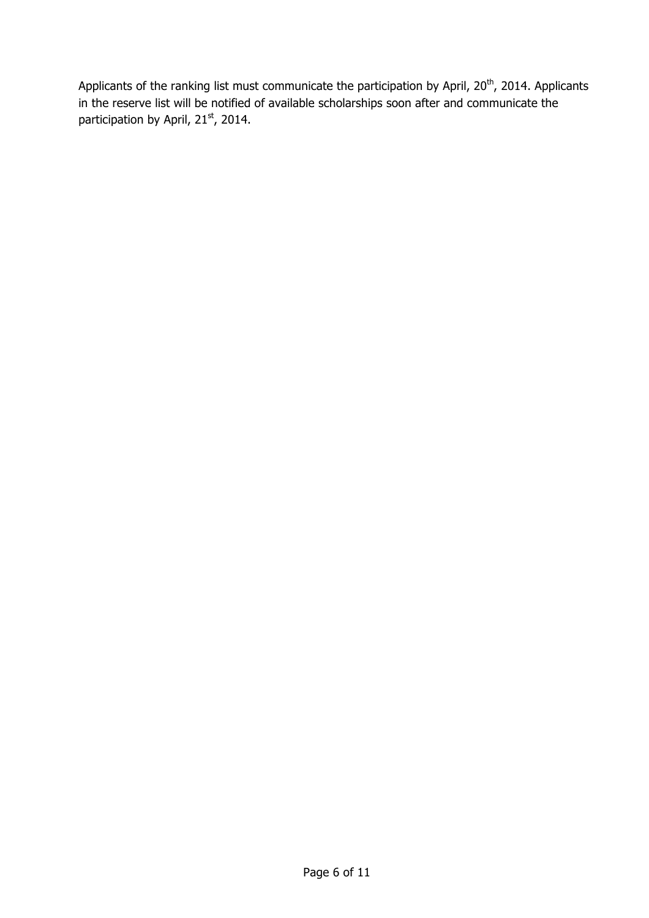Applicants of the ranking list must communicate the participation by April, 20th, 2014. Applicants in the reserve list will be notified of available scholarships soon after and communicate the participation by April, 21st, 2014.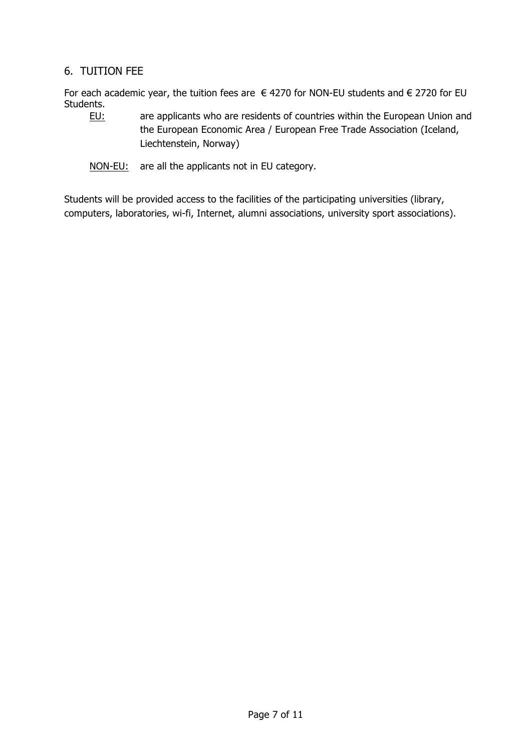## 6. TUITION FEE

For each academic year, the tuition fees are € 4270 for NON-EU students and € 2720 for EU Students.

<u>EU:</u> are applicants who are residents of countries within the European Union and the European Economic Area / European Free Trade Association (Iceland, Liechtenstein, Norway)

<u>NON-EU:</u> are all the applicants not in EU category.

Students will be provided access to the facilities of the participating universities (library, computers, laboratories, wi-fi, Internet, alumni associations, university sport associations).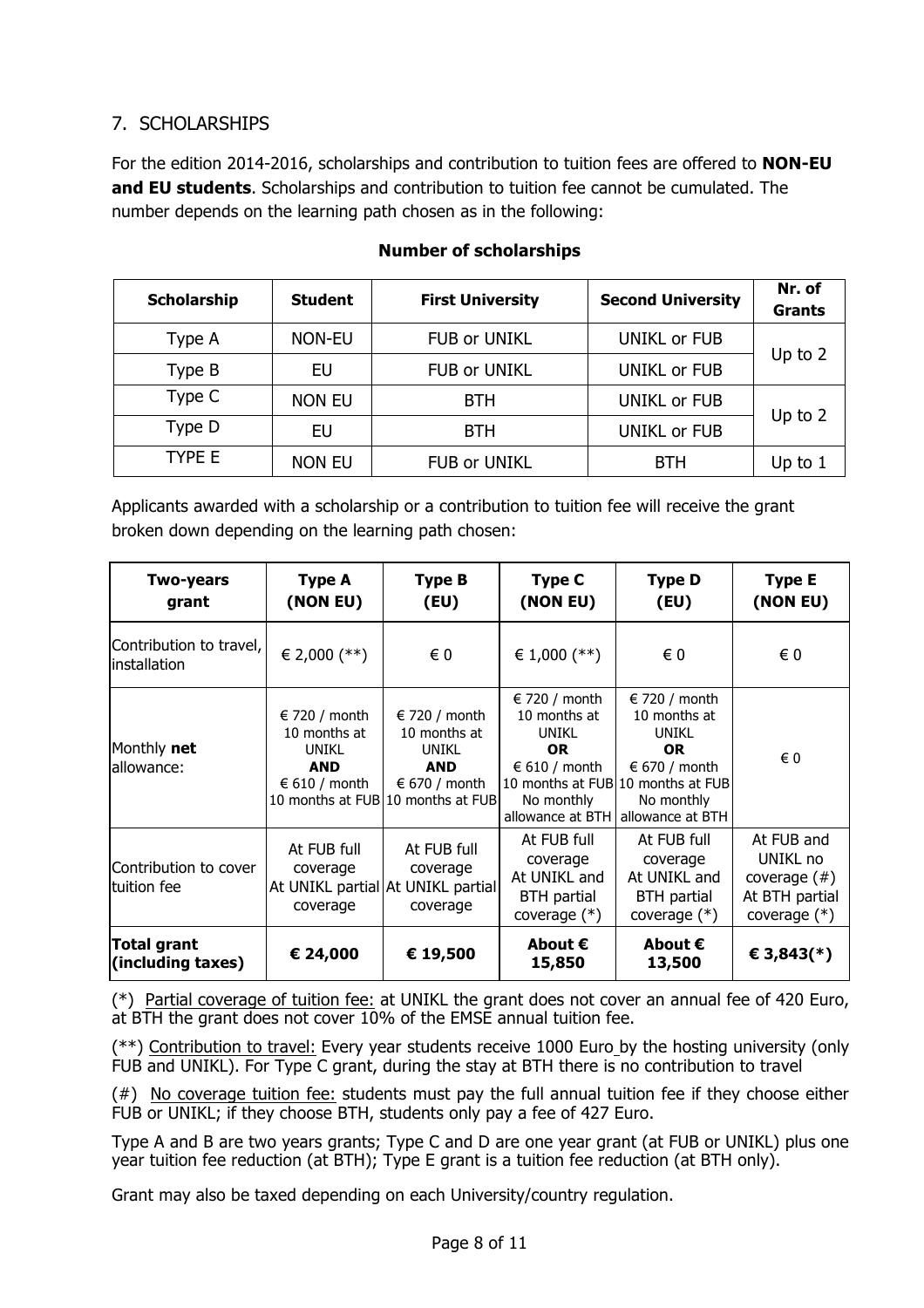## 7. SCHOLARSHIPS

For the edition 2014-2016, scholarships and contribution to tuition fees are offered to **NON-EU and EU students**. Scholarships and contribution to tuition fee cannot be cumulated. The number depends on the learning path chosen as in the following:

**Number of scholarships**

| Scholarship | Student | First University | Second University | Nr. of Grants |
|---|---|---|---|---|
| Type A | NON-EU | FUB or UNIKL | UNIKL or FUB | Up to 2 |
| Type B | EU | FUB or UNIKL | UNIKL or FUB | |
| Type C | NON EU | BTH | UNIKL or FUB | Up to 2 |
| Type D | EU | BTH | UNIKL or FUB | |
| TYPE E | NON EU | FUB or UNIKL | BTH | Up to 1 |

Applicants awarded with a scholarship or a contribution to tuition fee will receive the grant broken down depending on the learning path chosen:

| Two-years grant | Type A (NON EU) | Type B (EU) | Type C (NON EU) | Type D (EU) | Type E (NON EU) |
|---|---|---|---|---|---|
| Contribution to travel, installation | € 2,000 (**) | € 0 | € 1,000 (**) | € 0 | € 0 |
| Monthly **net** allowance: | € 720 / month 10 months at UNIKL **AND** € 610 / month 10 months at FUB | € 720 / month 10 months at UNIKL **AND** € 670 / month 10 months at FUB | € 720 / month 10 months at UNIKL **OR** € 610 / month 10 months at FUB No monthly allowance at BTH | € 720 / month 10 months at UNIKL **OR** € 670 / month 10 months at FUB No monthly allowance at BTH | € 0 |
| Contribution to cover tuition fee | At FUB full coverage At UNIKL partial coverage | At FUB full coverage At UNIKL partial coverage | At FUB full coverage At UNIKL and BTH partial coverage (*) | At FUB full coverage At UNIKL and BTH partial coverage (*) | At FUB and UNIKL no coverage (#) At BTH partial coverage (*) |
| **Total grant (including taxes)** | **€ 24,000** | **€ 19,500** | **About € 15,850** | **About € 13,500** | **€ 3,843(*)** |

(*) Partial coverage of tuition fee: at UNIKL the grant does not cover an annual fee of 420 Euro, at BTH the grant does not cover 10% of the EMSE annual tuition fee.

(**) Contribution to travel: Every year students receive 1000 Euro by the hosting university (only FUB and UNIKL). For Type C grant, during the stay at BTH there is no contribution to travel

(#) No coverage tuition fee: students must pay the full annual tuition fee if they choose either FUB or UNIKL; if they choose BTH, students only pay a fee of 427 Euro.

Type A and B are two years grants; Type C and D are one year grant (at FUB or UNIKL) plus one year tuition fee reduction (at BTH); Type E grant is a tuition fee reduction (at BTH only).

Grant may also be taxed depending on each University/country regulation.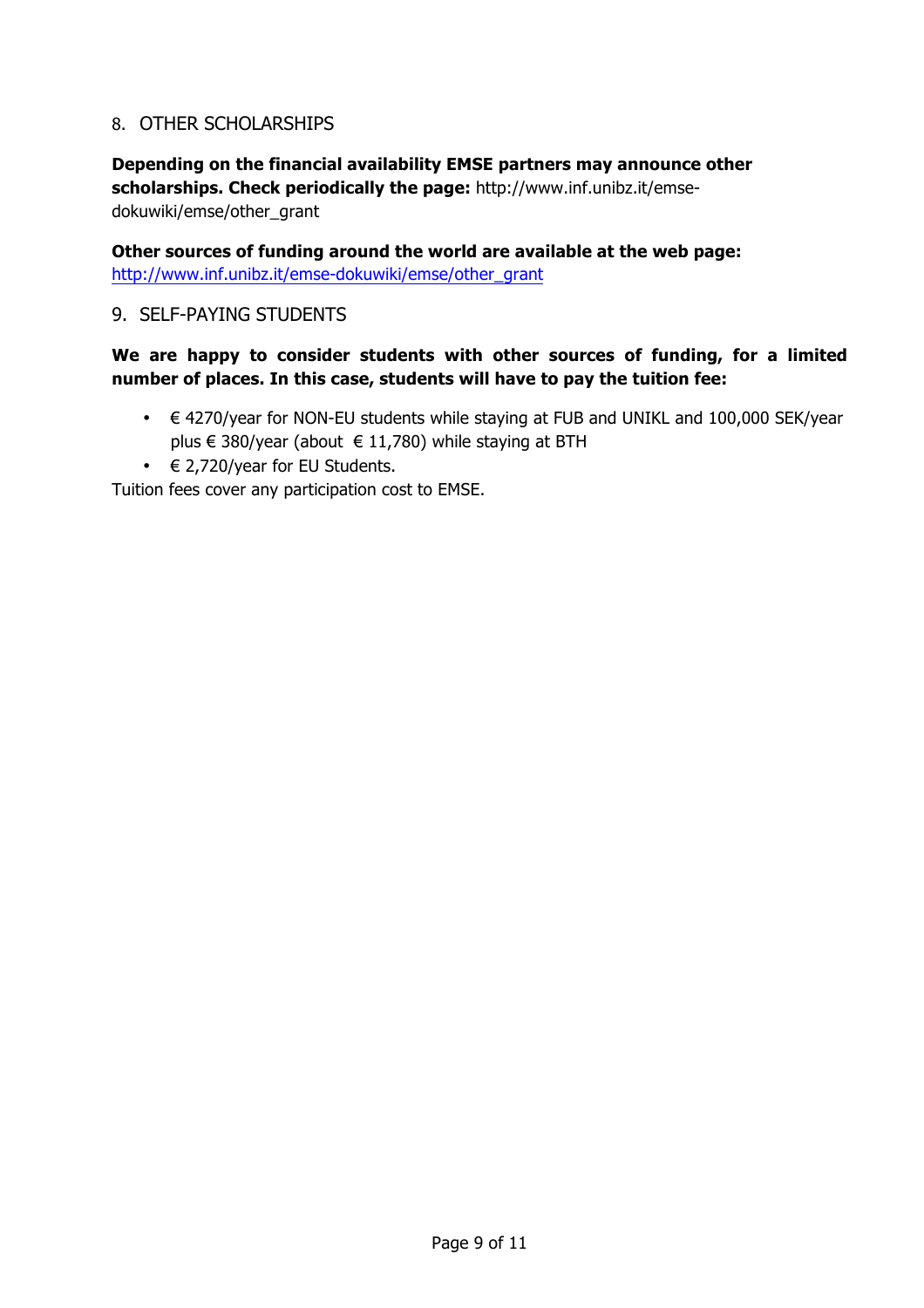## 8. OTHER SCHOLARSHIPS

**Depending on the financial availability EMSE partners may announce other scholarships. Check periodically the page:** http://www.inf.unibz.it/emse-dokuwiki/emse/other_grant

**Other sources of funding around the world are available at the web page:** http://www.inf.unibz.it/emse-dokuwiki/emse/other_grant

## 9. SELF-PAYING STUDENTS

**We are happy to consider students with other sources of funding, for a limited number of places. In this case, students will have to pay the tuition fee:**

- € 4270/year for NON-EU students while staying at FUB and UNIKL and 100,000 SEK/year plus € 380/year (about € 11,780) while staying at BTH
- € 2,720/year for EU Students.

Tuition fees cover any participation cost to EMSE.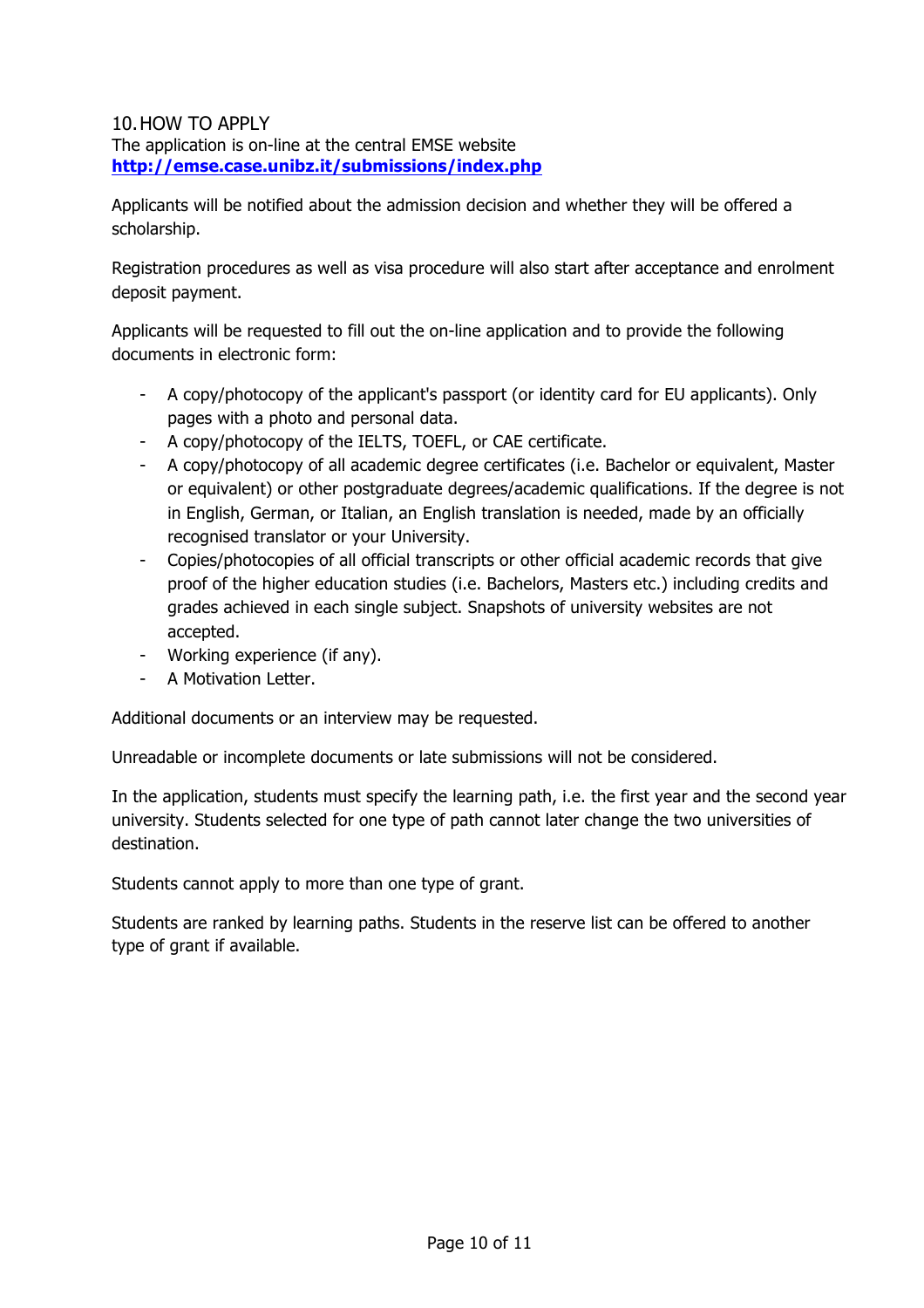## 10. HOW TO APPLY

The application is on-line at the central EMSE website **http://emse.case.unibz.it/submissions/index.php**

Applicants will be notified about the admission decision and whether they will be offered a scholarship.

Registration procedures as well as visa procedure will also start after acceptance and enrolment deposit payment.

Applicants will be requested to fill out the on-line application and to provide the following documents in electronic form:

- A copy/photocopy of the applicant's passport (or identity card for EU applicants). Only pages with a photo and personal data.
- A copy/photocopy of the IELTS, TOEFL, or CAE certificate.
- A copy/photocopy of all academic degree certificates (i.e. Bachelor or equivalent, Master or equivalent) or other postgraduate degrees/academic qualifications. If the degree is not in English, German, or Italian, an English translation is needed, made by an officially recognised translator or your University.
- Copies/photocopies of all official transcripts or other official academic records that give proof of the higher education studies (i.e. Bachelors, Masters etc.) including credits and grades achieved in each single subject. Snapshots of university websites are not accepted.
- Working experience (if any).
- A Motivation Letter.

Additional documents or an interview may be requested.

Unreadable or incomplete documents or late submissions will not be considered.

In the application, students must specify the learning path, i.e. the first year and the second year university. Students selected for one type of path cannot later change the two universities of destination.

Students cannot apply to more than one type of grant.

Students are ranked by learning paths. Students in the reserve list can be offered to another type of grant if available.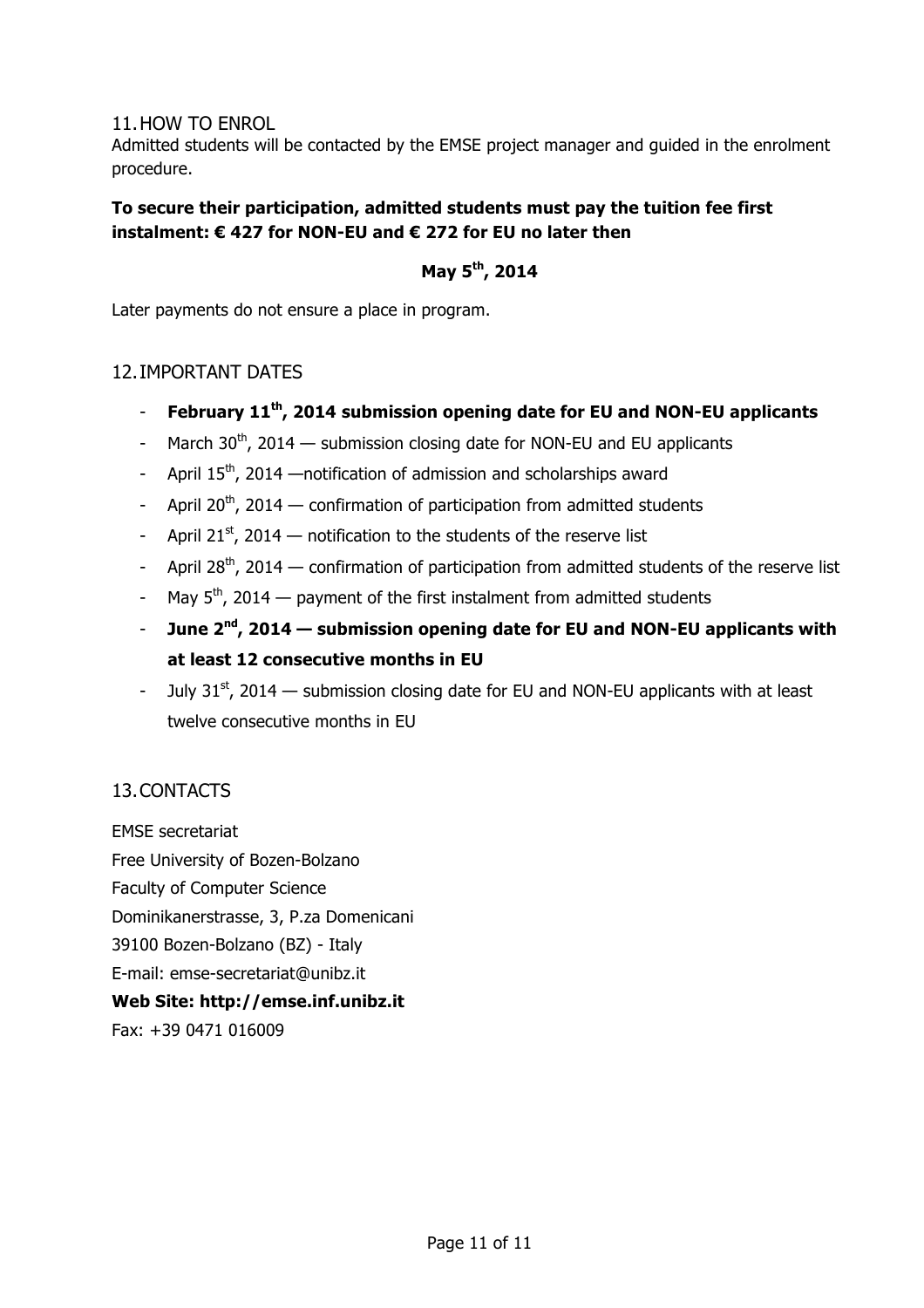## 11. HOW TO ENROL

Admitted students will be contacted by the EMSE project manager and guided in the enrolment procedure.

**To secure their participation, admitted students must pay the tuition fee first instalment: € 427 for NON-EU and € 272 for EU no later then**

**May 5th, 2014**

Later payments do not ensure a place in program.

## 12. IMPORTANT DATES

- **February 11th, 2014 submission opening date for EU and NON-EU applicants**
- March 30th, 2014 — submission closing date for NON-EU and EU applicants
- April 15th, 2014 —notification of admission and scholarships award
- April 20th, 2014 — confirmation of participation from admitted students
- April 21st, 2014 — notification to the students of the reserve list
- April 28th, 2014 — confirmation of participation from admitted students of the reserve list
- May 5th, 2014 — payment of the first instalment from admitted students
- **June 2nd, 2014 — submission opening date for EU and NON-EU applicants with at least 12 consecutive months in EU**
- July 31st, 2014 — submission closing date for EU and NON-EU applicants with at least twelve consecutive months in EU

## 13. CONTACTS

EMSE secretariat
Free University of Bozen-Bolzano
Faculty of Computer Science
Dominikanerstrasse, 3, P.za Domenicani
39100 Bozen-Bolzano (BZ) - Italy
E-mail: emse-secretariat@unibz.it
**Web Site: http://emse.inf.unibz.it**
Fax: +39 0471 016009